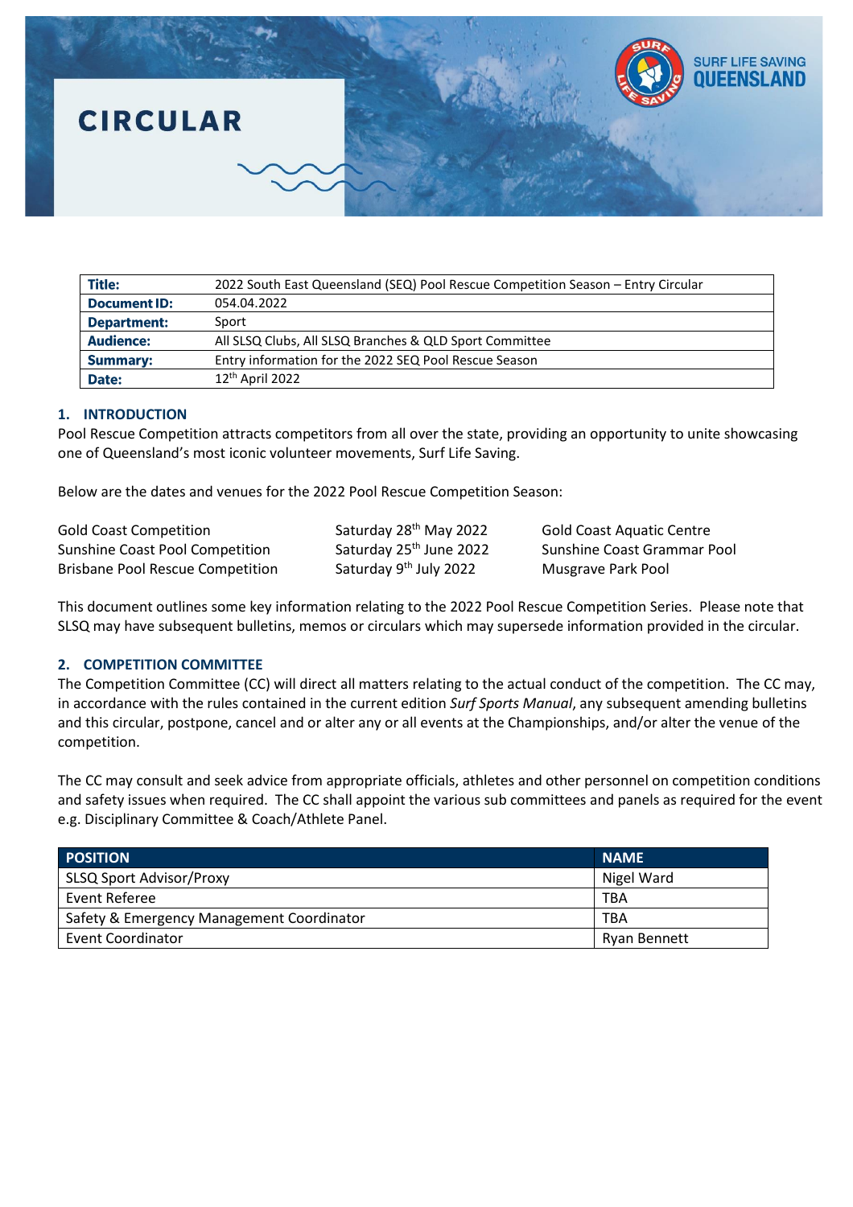# CIRCULAR

| Title: | 2022 South East Queensland (SEQ) Pool Rescue Competition Season – Entry Circular |
|---|---|
| Document ID: | 054.04.2022 |
| Department: | Sport |
| Audience: | All SLSQ Clubs, All SLSQ Branches & QLD Sport Committee |
| Summary: | Entry information for the 2022 SEQ Pool Rescue Season |
| Date: | 12th April 2022 |

## 1. INTRODUCTION

Pool Rescue Competition attracts competitors from all over the state, providing an opportunity to unite showcasing one of Queensland's most iconic volunteer movements, Surf Life Saving.

Below are the dates and venues for the 2022 Pool Rescue Competition Season:

| | | |
|---|---|---|
| Gold Coast Competition | Saturday 28th May 2022 | Gold Coast Aquatic Centre |
| Sunshine Coast Pool Competition | Saturday 25th June 2022 | Sunshine Coast Grammar Pool |
| Brisbane Pool Rescue Competition | Saturday 9th July 2022 | Musgrave Park Pool |

This document outlines some key information relating to the 2022 Pool Rescue Competition Series. Please note that SLSQ may have subsequent bulletins, memos or circulars which may supersede information provided in the circular.

## 2. COMPETITION COMMITTEE

The Competition Committee (CC) will direct all matters relating to the actual conduct of the competition. The CC may, in accordance with the rules contained in the current edition *Surf Sports Manual*, any subsequent amending bulletins and this circular, postpone, cancel and or alter any or all events at the Championships, and/or alter the venue of the competition.

The CC may consult and seek advice from appropriate officials, athletes and other personnel on competition conditions and safety issues when required. The CC shall appoint the various sub committees and panels as required for the event e.g. Disciplinary Committee & Coach/Athlete Panel.

| POSITION | NAME |
|---|---|
| SLSQ Sport Advisor/Proxy | Nigel Ward |
| Event Referee | TBA |
| Safety & Emergency Management Coordinator | TBA |
| Event Coordinator | Ryan Bennett |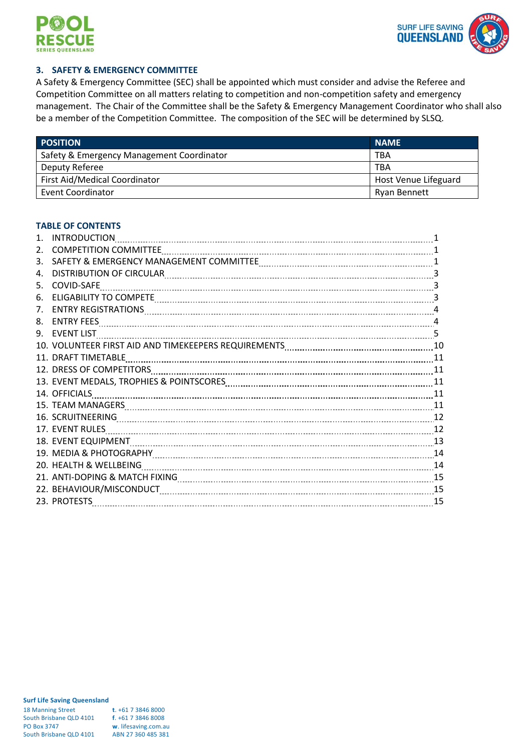## 3. SAFETY & EMERGENCY COMMITTEE

A Safety & Emergency Committee (SEC) shall be appointed which must consider and advise the Referee and Competition Committee on all matters relating to competition and non-competition safety and emergency management. The Chair of the Committee shall be the Safety & Emergency Management Coordinator who shall also be a member of the Competition Committee. The composition of the SEC will be determined by SLSQ.

| POSITION | NAME |
|---|---|
| Safety & Emergency Management Coordinator | TBA |
| Deputy Referee | TBA |
| First Aid/Medical Coordinator | Host Venue Lifeguard |
| Event Coordinator | Ryan Bennett |

### TABLE OF CONTENTS

1. INTRODUCTION ........ 1
2. COMPETITION COMMITTEE ........ 1
3. SAFETY & EMERGENCY MANAGEMENT COMMITTEE ........ 1
4. DISTRIBUTION OF CIRCULAR ........ 3
5. COVID-SAFE ........ 3
6. ELIGABILITY TO COMPETE ........ 3
7. ENTRY REGISTRATIONS ........ 4
8. ENTRY FEES ........ 4
9. EVENT LIST ........ 5
10. VOLUNTEER FIRST AID AND TIMEKEEPERS REQUIREMENTS ........ 10
11. DRAFT TIMETABLE ........ 11
12. DRESS OF COMPETITORS ........ 11
13. EVENT MEDALS, TROPHIES & POINTSCORES ........ 11
14. OFFICIALS ........ 11
15. TEAM MANAGERS ........ 11
16. SCRUITNEERING ........ 12
17. EVENT RULES ........ 12
18. EVENT EQUIPMENT ........ 13
19. MEDIA & PHOTOGRAPHY ........ 14
20. HEALTH & WELLBEING ........ 14
21. ANTI-DOPING & MATCH FIXING ........ 15
22. BEHAVIOUR/MISCONDUCT ........ 15
23. PROTESTS ........ 15

**Surf Life Saving Queensland**
18 Manning Street
South Brisbane QLD 4101
PO Box 3747
South Brisbane QLD 4101
**t**. +61 7 3846 8000
**f**. +61 7 3846 8008
**w**. lifesaving.com.au
ABN 27 360 485 381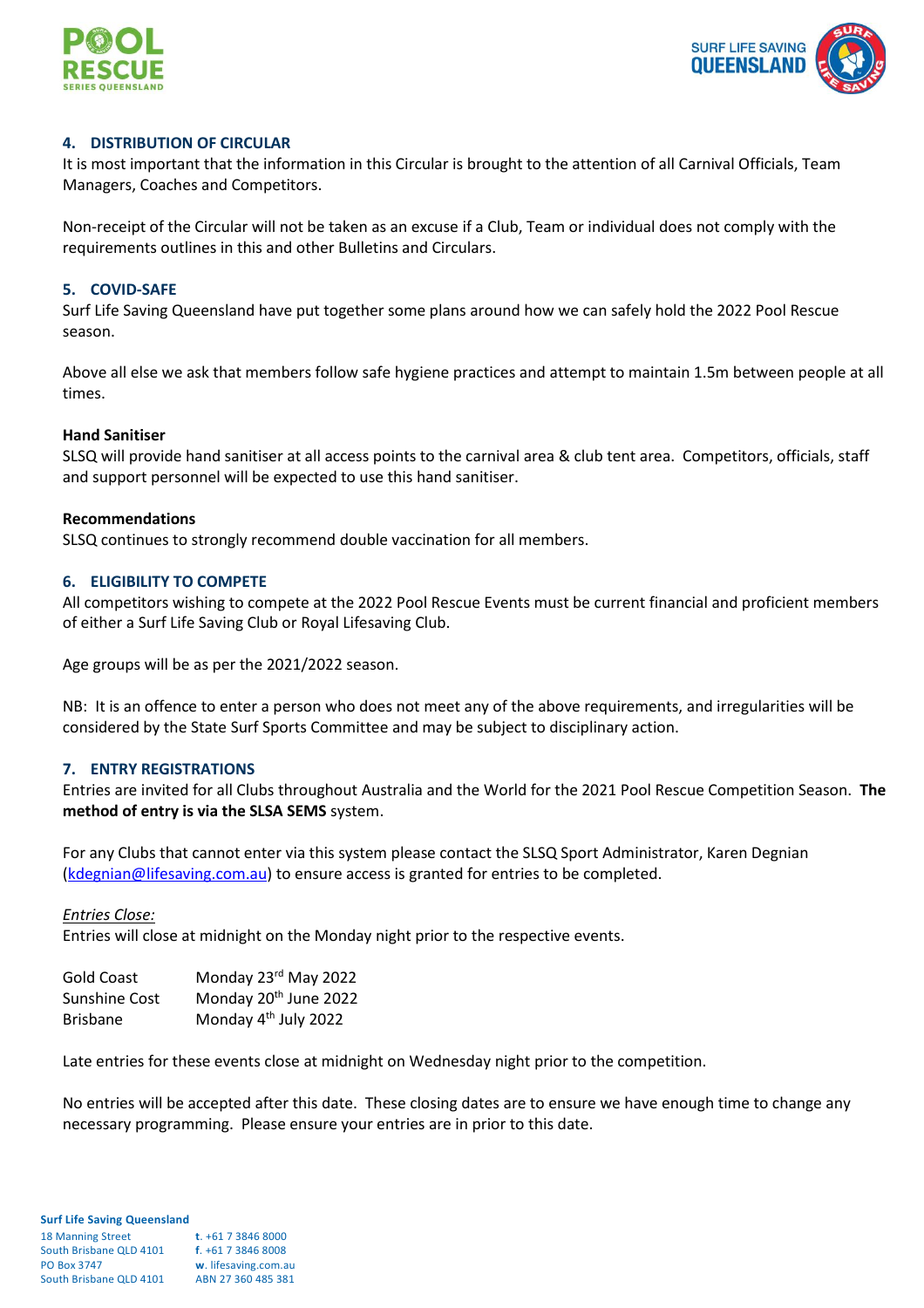## 4. DISTRIBUTION OF CIRCULAR

It is most important that the information in this Circular is brought to the attention of all Carnival Officials, Team Managers, Coaches and Competitors.

Non-receipt of the Circular will not be taken as an excuse if a Club, Team or individual does not comply with the requirements outlines in this and other Bulletins and Circulars.

## 5. COVID-SAFE

Surf Life Saving Queensland have put together some plans around how we can safely hold the 2022 Pool Rescue season.

Above all else we ask that members follow safe hygiene practices and attempt to maintain 1.5m between people at all times.

**Hand Sanitiser**

SLSQ will provide hand sanitiser at all access points to the carnival area & club tent area. Competitors, officials, staff and support personnel will be expected to use this hand sanitiser.

**Recommendations**

SLSQ continues to strongly recommend double vaccination for all members.

## 6. ELIGIBILITY TO COMPETE

All competitors wishing to compete at the 2022 Pool Rescue Events must be current financial and proficient members of either a Surf Life Saving Club or Royal Lifesaving Club.

Age groups will be as per the 2021/2022 season.

NB: It is an offence to enter a person who does not meet any of the above requirements, and irregularities will be considered by the State Surf Sports Committee and may be subject to disciplinary action.

## 7. ENTRY REGISTRATIONS

Entries are invited for all Clubs throughout Australia and the World for the 2021 Pool Rescue Competition Season. **The method of entry is via the SLSA SEMS** system.

For any Clubs that cannot enter via this system please contact the SLSQ Sport Administrator, Karen Degnian (kdegnian@lifesaving.com.au) to ensure access is granted for entries to be completed.

*Entries Close:*

Entries will close at midnight on the Monday night prior to the respective events.

| | |
|---|---|
| Gold Coast | Monday 23rd May 2022 |
| Sunshine Cost | Monday 20th June 2022 |
| Brisbane | Monday 4th July 2022 |

Late entries for these events close at midnight on Wednesday night prior to the competition.

No entries will be accepted after this date. These closing dates are to ensure we have enough time to change any necessary programming. Please ensure your entries are in prior to this date.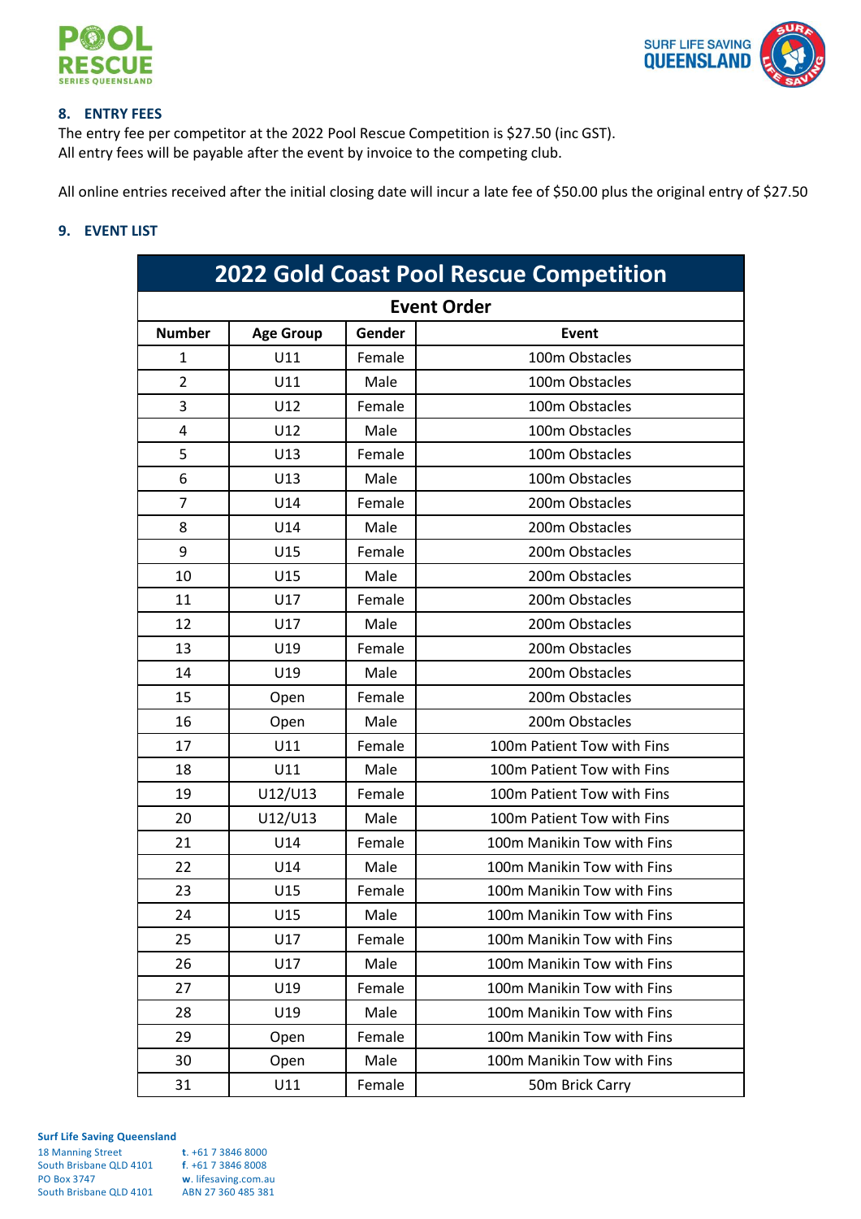## 8. ENTRY FEES

The entry fee per competitor at the 2022 Pool Rescue Competition is $27.50 (inc GST).
All entry fees will be payable after the event by invoice to the competing club.

All online entries received after the initial closing date will incur a late fee of $50.00 plus the original entry of $27.50

## 9. EVENT LIST

| 2022 Gold Coast Pool Rescue Competition | | | |
|---|---|---|---|
| **Event Order** | | | |
| **Number** | **Age Group** | **Gender** | **Event** |
| 1 | U11 | Female | 100m Obstacles |
| 2 | U11 | Male | 100m Obstacles |
| 3 | U12 | Female | 100m Obstacles |
| 4 | U12 | Male | 100m Obstacles |
| 5 | U13 | Female | 100m Obstacles |
| 6 | U13 | Male | 100m Obstacles |
| 7 | U14 | Female | 200m Obstacles |
| 8 | U14 | Male | 200m Obstacles |
| 9 | U15 | Female | 200m Obstacles |
| 10 | U15 | Male | 200m Obstacles |
| 11 | U17 | Female | 200m Obstacles |
| 12 | U17 | Male | 200m Obstacles |
| 13 | U19 | Female | 200m Obstacles |
| 14 | U19 | Male | 200m Obstacles |
| 15 | Open | Female | 200m Obstacles |
| 16 | Open | Male | 200m Obstacles |
| 17 | U11 | Female | 100m Patient Tow with Fins |
| 18 | U11 | Male | 100m Patient Tow with Fins |
| 19 | U12/U13 | Female | 100m Patient Tow with Fins |
| 20 | U12/U13 | Male | 100m Patient Tow with Fins |
| 21 | U14 | Female | 100m Manikin Tow with Fins |
| 22 | U14 | Male | 100m Manikin Tow with Fins |
| 23 | U15 | Female | 100m Manikin Tow with Fins |
| 24 | U15 | Male | 100m Manikin Tow with Fins |
| 25 | U17 | Female | 100m Manikin Tow with Fins |
| 26 | U17 | Male | 100m Manikin Tow with Fins |
| 27 | U19 | Female | 100m Manikin Tow with Fins |
| 28 | U19 | Male | 100m Manikin Tow with Fins |
| 29 | Open | Female | 100m Manikin Tow with Fins |
| 30 | Open | Male | 100m Manikin Tow with Fins |
| 31 | U11 | Female | 50m Brick Carry |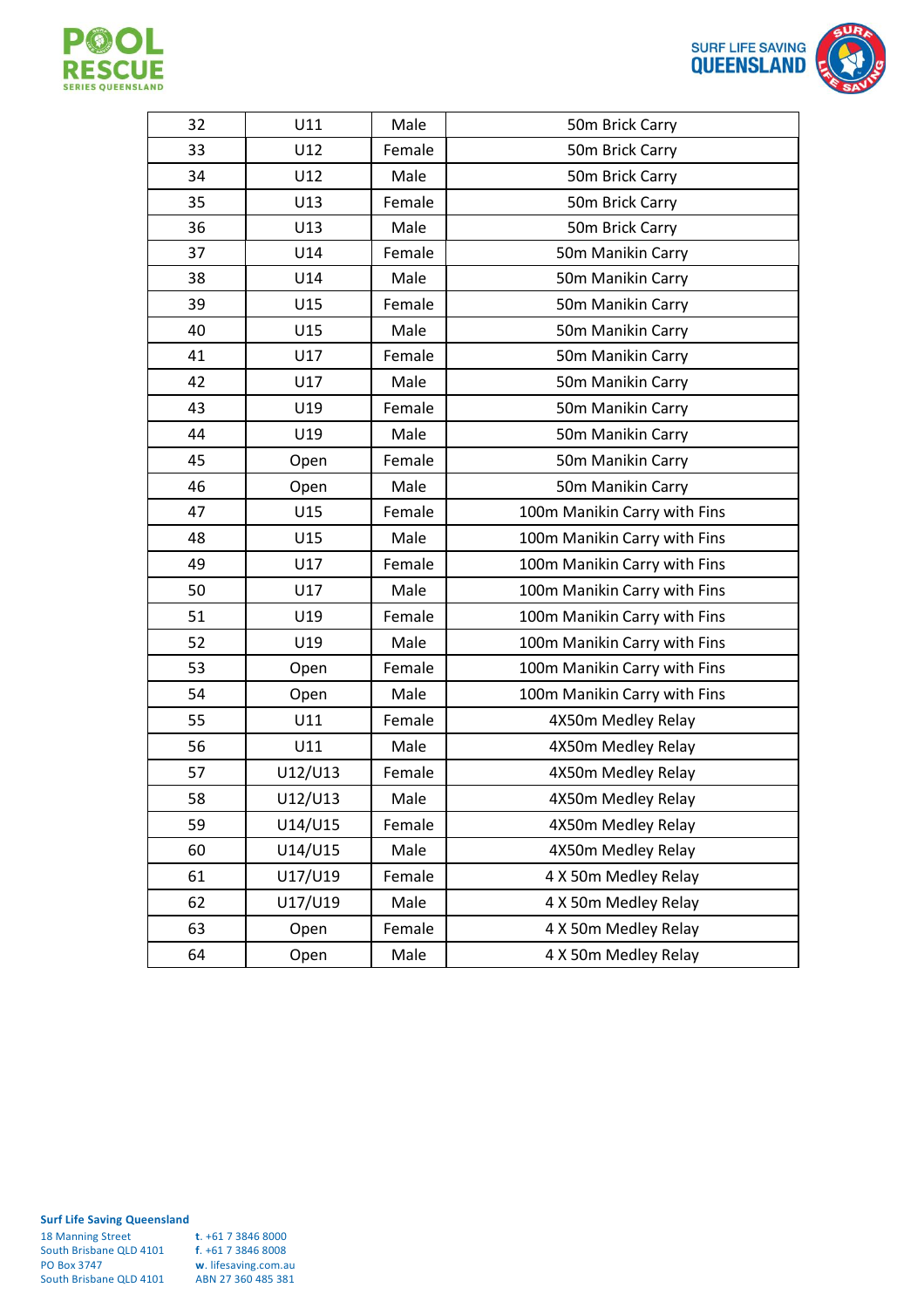| 32 | U11 | Male | 50m Brick Carry |
|---|---|---|---|
| 33 | U12 | Female | 50m Brick Carry |
| 34 | U12 | Male | 50m Brick Carry |
| 35 | U13 | Female | 50m Brick Carry |
| 36 | U13 | Male | 50m Brick Carry |
| 37 | U14 | Female | 50m Manikin Carry |
| 38 | U14 | Male | 50m Manikin Carry |
| 39 | U15 | Female | 50m Manikin Carry |
| 40 | U15 | Male | 50m Manikin Carry |
| 41 | U17 | Female | 50m Manikin Carry |
| 42 | U17 | Male | 50m Manikin Carry |
| 43 | U19 | Female | 50m Manikin Carry |
| 44 | U19 | Male | 50m Manikin Carry |
| 45 | Open | Female | 50m Manikin Carry |
| 46 | Open | Male | 50m Manikin Carry |
| 47 | U15 | Female | 100m Manikin Carry with Fins |
| 48 | U15 | Male | 100m Manikin Carry with Fins |
| 49 | U17 | Female | 100m Manikin Carry with Fins |
| 50 | U17 | Male | 100m Manikin Carry with Fins |
| 51 | U19 | Female | 100m Manikin Carry with Fins |
| 52 | U19 | Male | 100m Manikin Carry with Fins |
| 53 | Open | Female | 100m Manikin Carry with Fins |
| 54 | Open | Male | 100m Manikin Carry with Fins |
| 55 | U11 | Female | 4X50m Medley Relay |
| 56 | U11 | Male | 4X50m Medley Relay |
| 57 | U12/U13 | Female | 4X50m Medley Relay |
| 58 | U12/U13 | Male | 4X50m Medley Relay |
| 59 | U14/U15 | Female | 4X50m Medley Relay |
| 60 | U14/U15 | Male | 4X50m Medley Relay |
| 61 | U17/U19 | Female | 4 X 50m Medley Relay |
| 62 | U17/U19 | Male | 4 X 50m Medley Relay |
| 63 | Open | Female | 4 X 50m Medley Relay |
| 64 | Open | Male | 4 X 50m Medley Relay |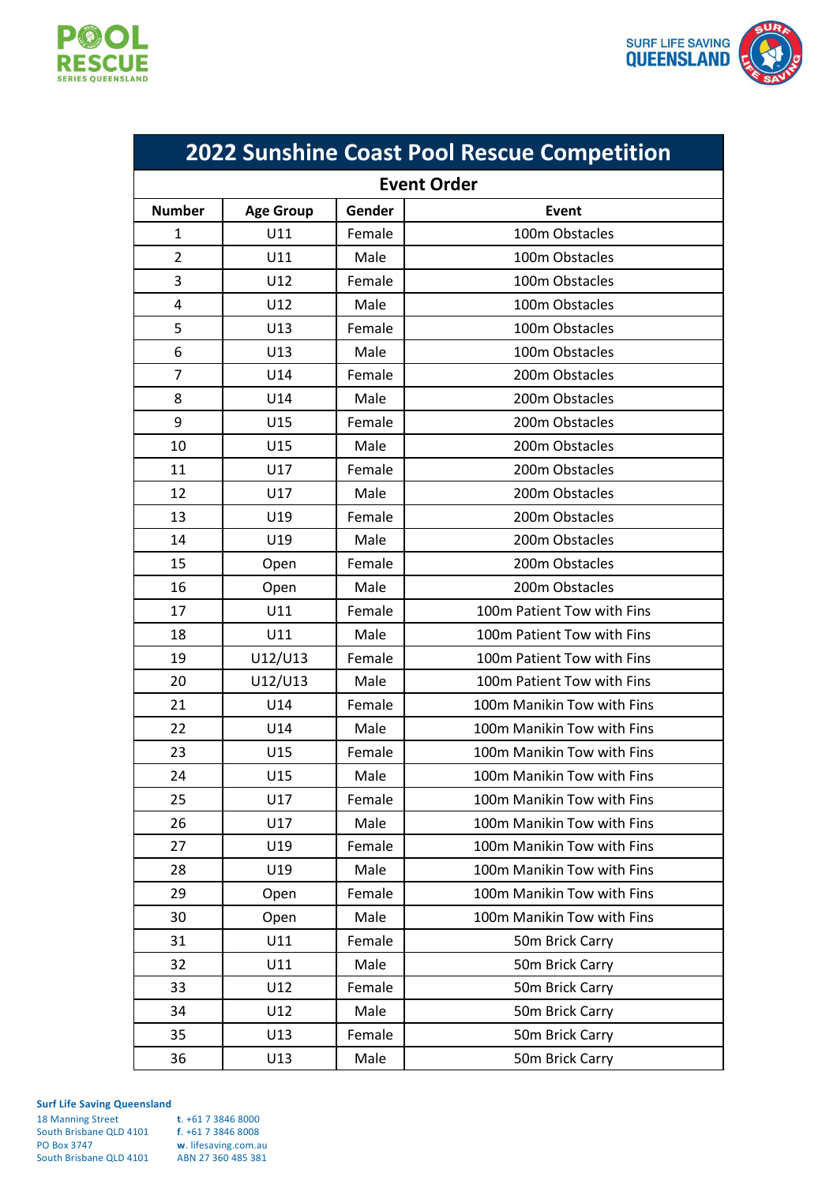# 2022 Sunshine Coast Pool Rescue Competition

## Event Order

| Number | Age Group | Gender | Event |
|---|---|---|---|
| 1 | U11 | Female | 100m Obstacles |
| 2 | U11 | Male | 100m Obstacles |
| 3 | U12 | Female | 100m Obstacles |
| 4 | U12 | Male | 100m Obstacles |
| 5 | U13 | Female | 100m Obstacles |
| 6 | U13 | Male | 100m Obstacles |
| 7 | U14 | Female | 200m Obstacles |
| 8 | U14 | Male | 200m Obstacles |
| 9 | U15 | Female | 200m Obstacles |
| 10 | U15 | Male | 200m Obstacles |
| 11 | U17 | Female | 200m Obstacles |
| 12 | U17 | Male | 200m Obstacles |
| 13 | U19 | Female | 200m Obstacles |
| 14 | U19 | Male | 200m Obstacles |
| 15 | Open | Female | 200m Obstacles |
| 16 | Open | Male | 200m Obstacles |
| 17 | U11 | Female | 100m Patient Tow with Fins |
| 18 | U11 | Male | 100m Patient Tow with Fins |
| 19 | U12/U13 | Female | 100m Patient Tow with Fins |
| 20 | U12/U13 | Male | 100m Patient Tow with Fins |
| 21 | U14 | Female | 100m Manikin Tow with Fins |
| 22 | U14 | Male | 100m Manikin Tow with Fins |
| 23 | U15 | Female | 100m Manikin Tow with Fins |
| 24 | U15 | Male | 100m Manikin Tow with Fins |
| 25 | U17 | Female | 100m Manikin Tow with Fins |
| 26 | U17 | Male | 100m Manikin Tow with Fins |
| 27 | U19 | Female | 100m Manikin Tow with Fins |
| 28 | U19 | Male | 100m Manikin Tow with Fins |
| 29 | Open | Female | 100m Manikin Tow with Fins |
| 30 | Open | Male | 100m Manikin Tow with Fins |
| 31 | U11 | Female | 50m Brick Carry |
| 32 | U11 | Male | 50m Brick Carry |
| 33 | U12 | Female | 50m Brick Carry |
| 34 | U12 | Male | 50m Brick Carry |
| 35 | U13 | Female | 50m Brick Carry |
| 36 | U13 | Male | 50m Brick Carry |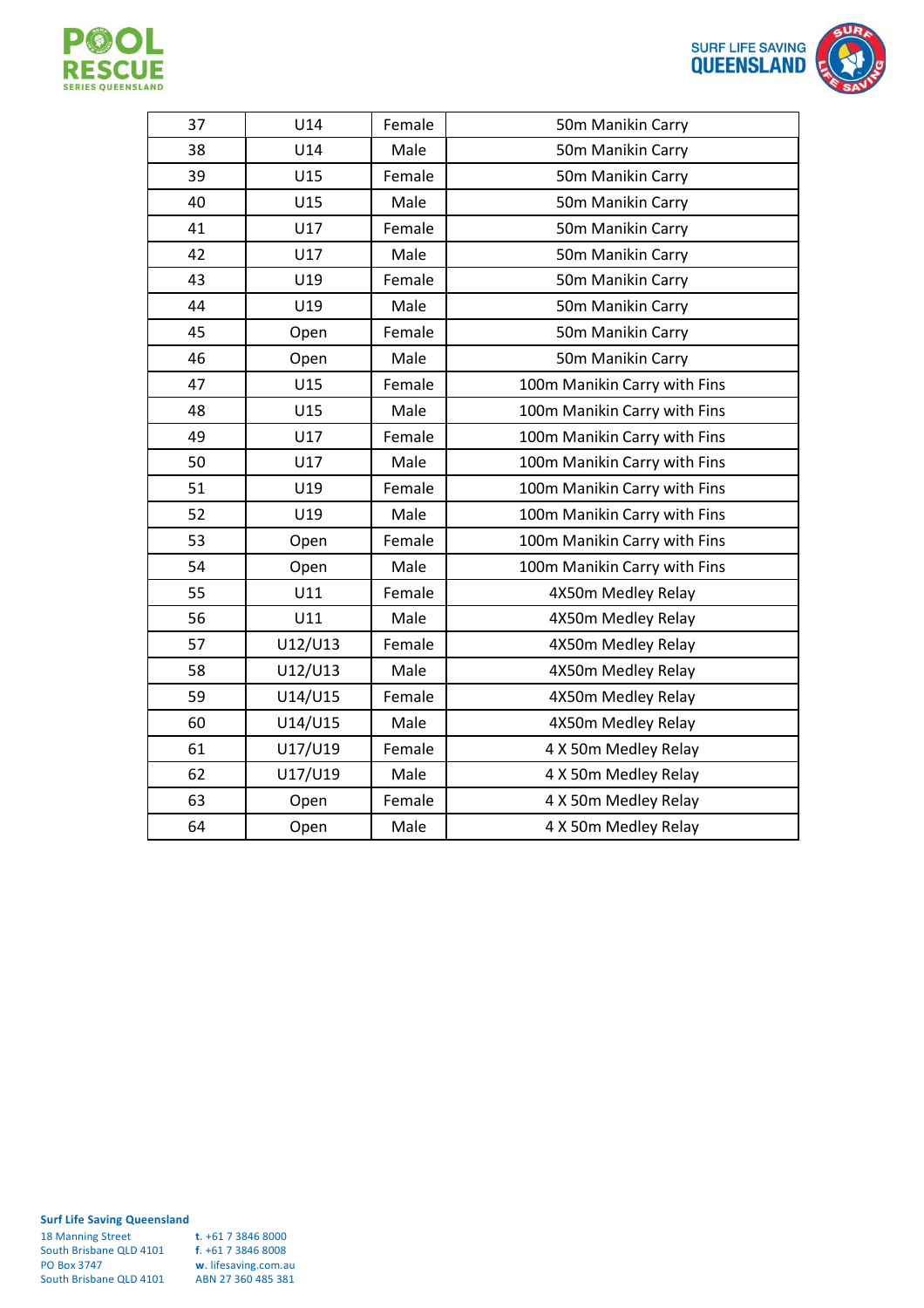| | | | |
|---|---|---|---|
| 37 | U14 | Female | 50m Manikin Carry |
| 38 | U14 | Male | 50m Manikin Carry |
| 39 | U15 | Female | 50m Manikin Carry |
| 40 | U15 | Male | 50m Manikin Carry |
| 41 | U17 | Female | 50m Manikin Carry |
| 42 | U17 | Male | 50m Manikin Carry |
| 43 | U19 | Female | 50m Manikin Carry |
| 44 | U19 | Male | 50m Manikin Carry |
| 45 | Open | Female | 50m Manikin Carry |
| 46 | Open | Male | 50m Manikin Carry |
| 47 | U15 | Female | 100m Manikin Carry with Fins |
| 48 | U15 | Male | 100m Manikin Carry with Fins |
| 49 | U17 | Female | 100m Manikin Carry with Fins |
| 50 | U17 | Male | 100m Manikin Carry with Fins |
| 51 | U19 | Female | 100m Manikin Carry with Fins |
| 52 | U19 | Male | 100m Manikin Carry with Fins |
| 53 | Open | Female | 100m Manikin Carry with Fins |
| 54 | Open | Male | 100m Manikin Carry with Fins |
| 55 | U11 | Female | 4X50m Medley Relay |
| 56 | U11 | Male | 4X50m Medley Relay |
| 57 | U12/U13 | Female | 4X50m Medley Relay |
| 58 | U12/U13 | Male | 4X50m Medley Relay |
| 59 | U14/U15 | Female | 4X50m Medley Relay |
| 60 | U14/U15 | Male | 4X50m Medley Relay |
| 61 | U17/U19 | Female | 4 X 50m Medley Relay |
| 62 | U17/U19 | Male | 4 X 50m Medley Relay |
| 63 | Open | Female | 4 X 50m Medley Relay |
| 64 | Open | Male | 4 X 50m Medley Relay |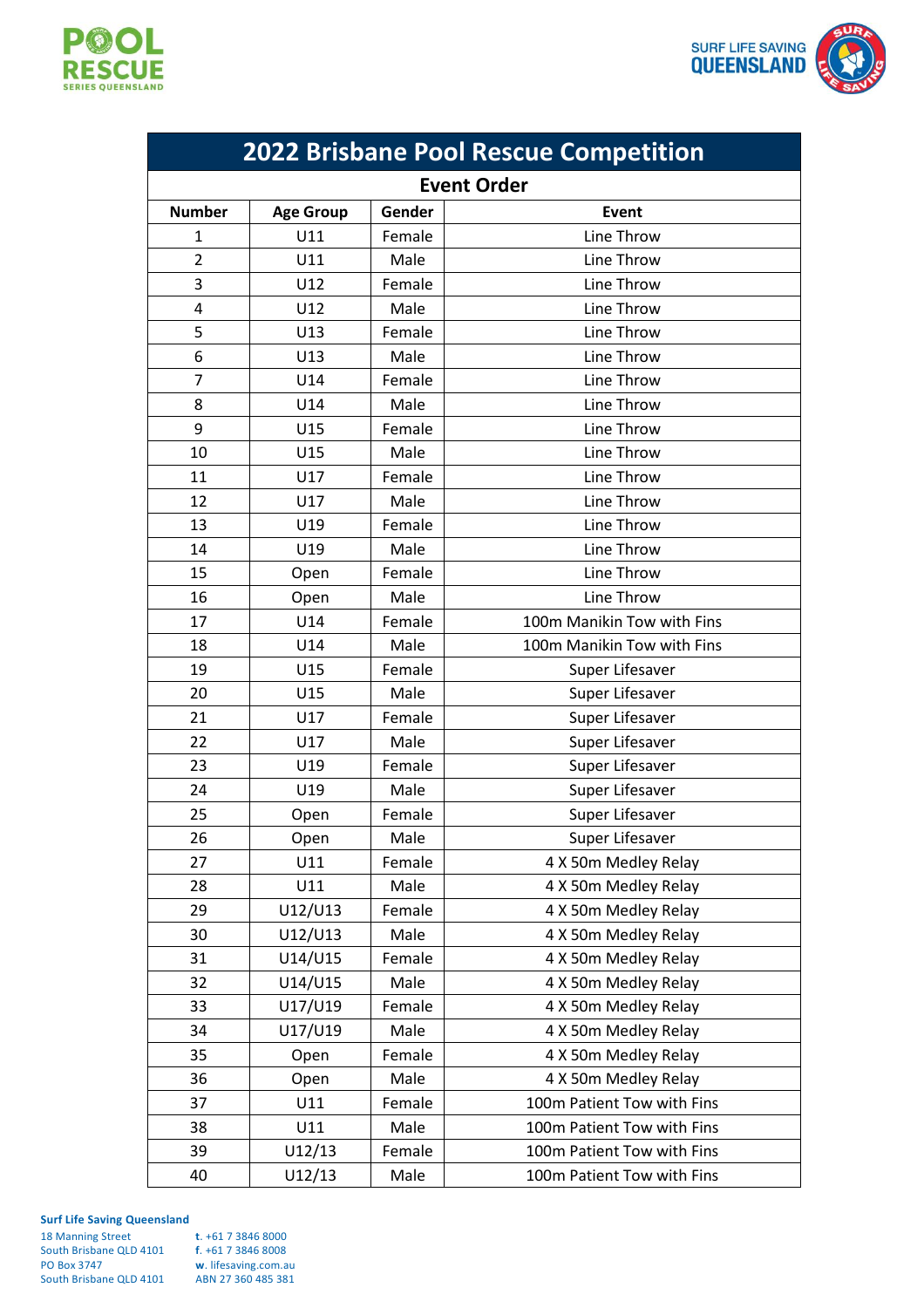# 2022 Brisbane Pool Rescue Competition

## Event Order

| Number | Age Group | Gender | Event |
|---|---|---|---|
| 1 | U11 | Female | Line Throw |
| 2 | U11 | Male | Line Throw |
| 3 | U12 | Female | Line Throw |
| 4 | U12 | Male | Line Throw |
| 5 | U13 | Female | Line Throw |
| 6 | U13 | Male | Line Throw |
| 7 | U14 | Female | Line Throw |
| 8 | U14 | Male | Line Throw |
| 9 | U15 | Female | Line Throw |
| 10 | U15 | Male | Line Throw |
| 11 | U17 | Female | Line Throw |
| 12 | U17 | Male | Line Throw |
| 13 | U19 | Female | Line Throw |
| 14 | U19 | Male | Line Throw |
| 15 | Open | Female | Line Throw |
| 16 | Open | Male | Line Throw |
| 17 | U14 | Female | 100m Manikin Tow with Fins |
| 18 | U14 | Male | 100m Manikin Tow with Fins |
| 19 | U15 | Female | Super Lifesaver |
| 20 | U15 | Male | Super Lifesaver |
| 21 | U17 | Female | Super Lifesaver |
| 22 | U17 | Male | Super Lifesaver |
| 23 | U19 | Female | Super Lifesaver |
| 24 | U19 | Male | Super Lifesaver |
| 25 | Open | Female | Super Lifesaver |
| 26 | Open | Male | Super Lifesaver |
| 27 | U11 | Female | 4 X 50m Medley Relay |
| 28 | U11 | Male | 4 X 50m Medley Relay |
| 29 | U12/U13 | Female | 4 X 50m Medley Relay |
| 30 | U12/U13 | Male | 4 X 50m Medley Relay |
| 31 | U14/U15 | Female | 4 X 50m Medley Relay |
| 32 | U14/U15 | Male | 4 X 50m Medley Relay |
| 33 | U17/U19 | Female | 4 X 50m Medley Relay |
| 34 | U17/U19 | Male | 4 X 50m Medley Relay |
| 35 | Open | Female | 4 X 50m Medley Relay |
| 36 | Open | Male | 4 X 50m Medley Relay |
| 37 | U11 | Female | 100m Patient Tow with Fins |
| 38 | U11 | Male | 100m Patient Tow with Fins |
| 39 | U12/13 | Female | 100m Patient Tow with Fins |
| 40 | U12/13 | Male | 100m Patient Tow with Fins |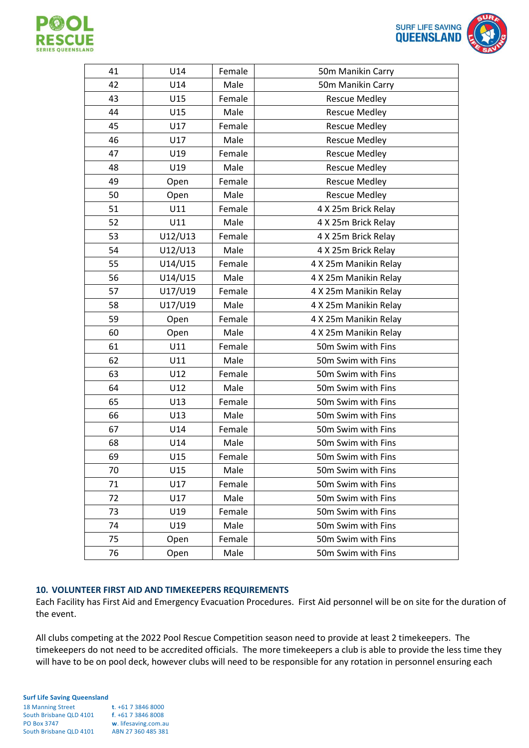| 41 | U14 | Female | 50m Manikin Carry |
|---|---|---|---|
| 42 | U14 | Male | 50m Manikin Carry |
| 43 | U15 | Female | Rescue Medley |
| 44 | U15 | Male | Rescue Medley |
| 45 | U17 | Female | Rescue Medley |
| 46 | U17 | Male | Rescue Medley |
| 47 | U19 | Female | Rescue Medley |
| 48 | U19 | Male | Rescue Medley |
| 49 | Open | Female | Rescue Medley |
| 50 | Open | Male | Rescue Medley |
| 51 | U11 | Female | 4 X 25m Brick Relay |
| 52 | U11 | Male | 4 X 25m Brick Relay |
| 53 | U12/U13 | Female | 4 X 25m Brick Relay |
| 54 | U12/U13 | Male | 4 X 25m Brick Relay |
| 55 | U14/U15 | Female | 4 X 25m Manikin Relay |
| 56 | U14/U15 | Male | 4 X 25m Manikin Relay |
| 57 | U17/U19 | Female | 4 X 25m Manikin Relay |
| 58 | U17/U19 | Male | 4 X 25m Manikin Relay |
| 59 | Open | Female | 4 X 25m Manikin Relay |
| 60 | Open | Male | 4 X 25m Manikin Relay |
| 61 | U11 | Female | 50m Swim with Fins |
| 62 | U11 | Male | 50m Swim with Fins |
| 63 | U12 | Female | 50m Swim with Fins |
| 64 | U12 | Male | 50m Swim with Fins |
| 65 | U13 | Female | 50m Swim with Fins |
| 66 | U13 | Male | 50m Swim with Fins |
| 67 | U14 | Female | 50m Swim with Fins |
| 68 | U14 | Male | 50m Swim with Fins |
| 69 | U15 | Female | 50m Swim with Fins |
| 70 | U15 | Male | 50m Swim with Fins |
| 71 | U17 | Female | 50m Swim with Fins |
| 72 | U17 | Male | 50m Swim with Fins |
| 73 | U19 | Female | 50m Swim with Fins |
| 74 | U19 | Male | 50m Swim with Fins |
| 75 | Open | Female | 50m Swim with Fins |
| 76 | Open | Male | 50m Swim with Fins |

## 10. VOLUNTEER FIRST AID AND TIMEKEEPERS REQUIREMENTS

Each Facility has First Aid and Emergency Evacuation Procedures. First Aid personnel will be on site for the duration of the event.

All clubs competing at the 2022 Pool Rescue Competition season need to provide at least 2 timekeepers. The timekeepers do not need to be accredited officials. The more timekeepers a club is able to provide the less time they will have to be on pool deck, however clubs will need to be responsible for any rotation in personnel ensuring each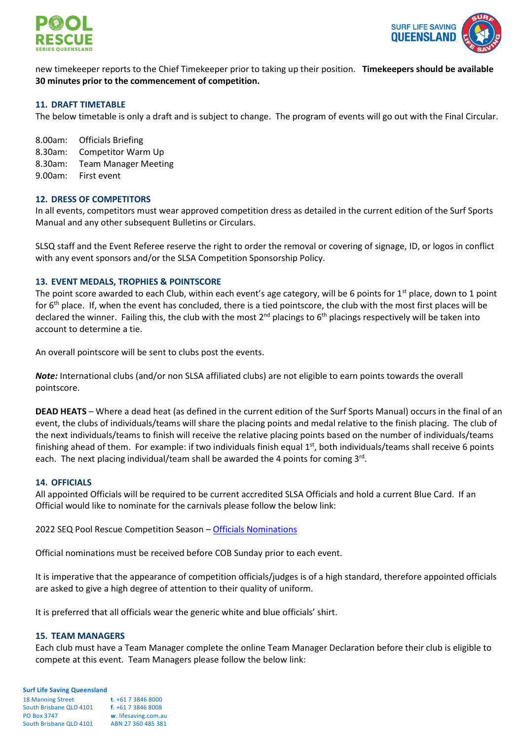new timekeeper reports to the Chief Timekeeper prior to taking up their position. **Timekeepers should be available 30 minutes prior to the commencement of competition.**

## 11. DRAFT TIMETABLE

The below timetable is only a draft and is subject to change. The program of events will go out with the Final Circular.

8.00am: Officials Briefing
8.30am: Competitor Warm Up
8.30am: Team Manager Meeting
9.00am: First event

## 12. DRESS OF COMPETITORS

In all events, competitors must wear approved competition dress as detailed in the current edition of the Surf Sports Manual and any other subsequent Bulletins or Circulars.

SLSQ staff and the Event Referee reserve the right to order the removal or covering of signage, ID, or logos in conflict with any event sponsors and/or the SLSA Competition Sponsorship Policy.

## 13. EVENT MEDALS, TROPHIES & POINTSCORE

The point score awarded to each Club, within each event's age category, will be 6 points for 1st place, down to 1 point for 6th place. If, when the event has concluded, there is a tied pointscore, the club with the most first places will be declared the winner. Failing this, the club with the most 2nd placings to 6th placings respectively will be taken into account to determine a tie.

An overall pointscore will be sent to clubs post the events.

***Note:*** International clubs (and/or non SLSA affiliated clubs) are not eligible to earn points towards the overall pointscore.

**DEAD HEATS** – Where a dead heat (as defined in the current edition of the Surf Sports Manual) occurs in the final of an event, the clubs of individuals/teams will share the placing points and medal relative to the finish placing. The club of the next individuals/teams to finish will receive the relative placing points based on the number of individuals/teams finishing ahead of them. For example: if two individuals finish equal 1st, both individuals/teams shall receive 6 points each. The next placing individual/team shall be awarded the 4 points for coming 3rd.

## 14. OFFICIALS

All appointed Officials will be required to be current accredited SLSA Officials and hold a current Blue Card. If an Official would like to nominate for the carnivals please follow the below link:

2022 SEQ Pool Rescue Competition Season – Officials Nominations

Official nominations must be received before COB Sunday prior to each event.

It is imperative that the appearance of competition officials/judges is of a high standard, therefore appointed officials are asked to give a high degree of attention to their quality of uniform.

It is preferred that all officials wear the generic white and blue officials' shirt.

## 15. TEAM MANAGERS

Each club must have a Team Manager complete the online Team Manager Declaration before their club is eligible to compete at this event. Team Managers please follow the below link: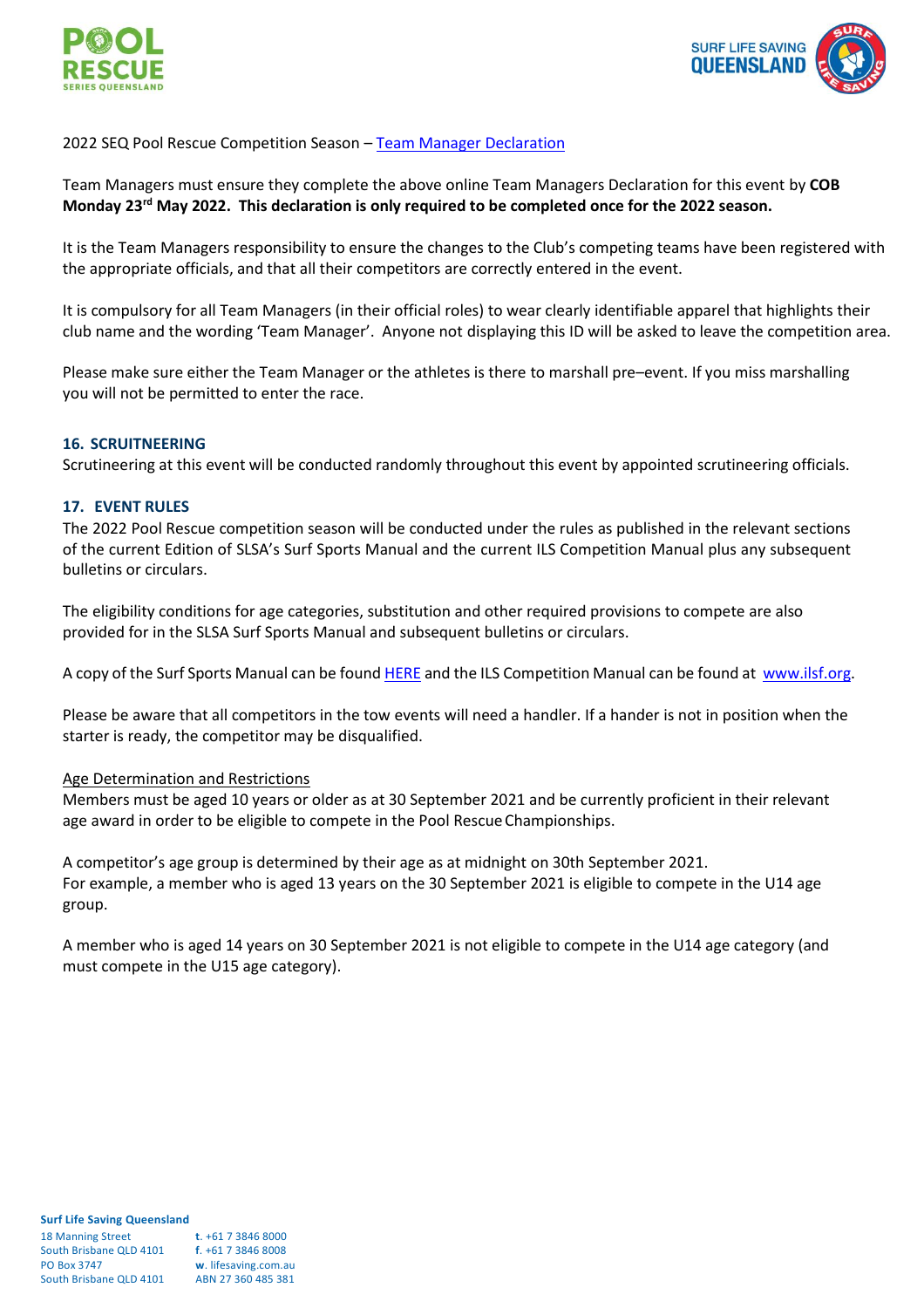2022 SEQ Pool Rescue Competition Season – Team Manager Declaration

Team Managers must ensure they complete the above online Team Managers Declaration for this event by **COB Monday 23rd May 2022. This declaration is only required to be completed once for the 2022 season.**

It is the Team Managers responsibility to ensure the changes to the Club's competing teams have been registered with the appropriate officials, and that all their competitors are correctly entered in the event.

It is compulsory for all Team Managers (in their official roles) to wear clearly identifiable apparel that highlights their club name and the wording 'Team Manager'. Anyone not displaying this ID will be asked to leave the competition area.

Please make sure either the Team Manager or the athletes is there to marshall pre–event. If you miss marshalling you will not be permitted to enter the race.

## 16. SCRUITNEERING

Scrutineering at this event will be conducted randomly throughout this event by appointed scrutineering officials.

## 17. EVENT RULES

The 2022 Pool Rescue competition season will be conducted under the rules as published in the relevant sections of the current Edition of SLSA's Surf Sports Manual and the current ILS Competition Manual plus any subsequent bulletins or circulars.

The eligibility conditions for age categories, substitution and other required provisions to compete are also provided for in the SLSA Surf Sports Manual and subsequent bulletins or circulars.

A copy of the Surf Sports Manual can be found HERE and the ILS Competition Manual can be found at www.ilsf.org.

Please be aware that all competitors in the tow events will need a handler. If a hander is not in position when the starter is ready, the competitor may be disqualified.

Age Determination and Restrictions

Members must be aged 10 years or older as at 30 September 2021 and be currently proficient in their relevant age award in order to be eligible to compete in the Pool Rescue Championships.

A competitor's age group is determined by their age as at midnight on 30th September 2021.
For example, a member who is aged 13 years on the 30 September 2021 is eligible to compete in the U14 age group.

A member who is aged 14 years on 30 September 2021 is not eligible to compete in the U14 age category (and must compete in the U15 age category).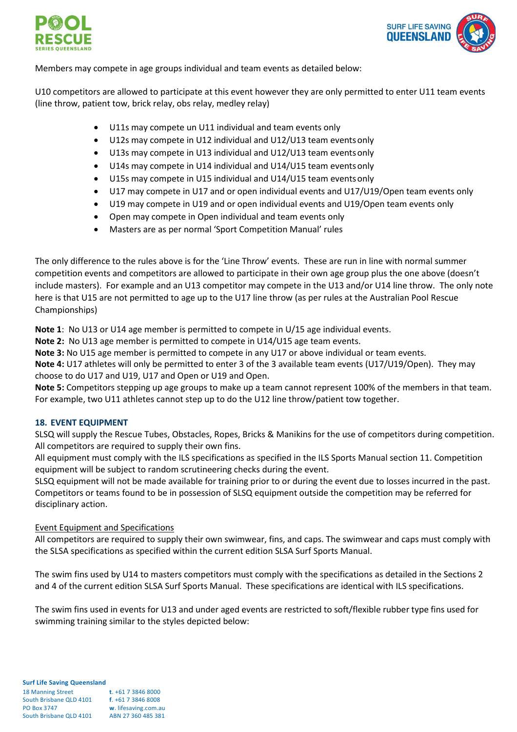Members may compete in age groups individual and team events as detailed below:

U10 competitors are allowed to participate at this event however they are only permitted to enter U11 team events (line throw, patient tow, brick relay, obs relay, medley relay)

- U11s may compete un U11 individual and team events only
- U12s may compete in U12 individual and U12/U13 team events only
- U13s may compete in U13 individual and U12/U13 team events only
- U14s may compete in U14 individual and U14/U15 team events only
- U15s may compete in U15 individual and U14/U15 team events only
- U17 may compete in U17 and or open individual events and U17/U19/Open team events only
- U19 may compete in U19 and or open individual events and U19/Open team events only
- Open may compete in Open individual and team events only
- Masters are as per normal 'Sport Competition Manual' rules

The only difference to the rules above is for the 'Line Throw' events. These are run in line with normal summer competition events and competitors are allowed to participate in their own age group plus the one above (doesn't include masters). For example and an U13 competitor may compete in the U13 and/or U14 line throw. The only note here is that U15 are not permitted to age up to the U17 line throw (as per rules at the Australian Pool Rescue Championships)

**Note 1**: No U13 or U14 age member is permitted to compete in U/15 age individual events.
**Note 2:** No U13 age member is permitted to compete in U14/U15 age team events.
**Note 3:** No U15 age member is permitted to compete in any U17 or above individual or team events.
**Note 4:** U17 athletes will only be permitted to enter 3 of the 3 available team events (U17/U19/Open). They may choose to do U17 and U19, U17 and Open or U19 and Open.
**Note 5:** Competitors stepping up age groups to make up a team cannot represent 100% of the members in that team. For example, two U11 athletes cannot step up to do the U12 line throw/patient tow together.

## 18. EVENT EQUIPMENT

SLSQ will supply the Rescue Tubes, Obstacles, Ropes, Bricks & Manikins for the use of competitors during competition. All competitors are required to supply their own fins.
All equipment must comply with the ILS specifications as specified in the ILS Sports Manual section 11. Competition equipment will be subject to random scrutineering checks during the event.
SLSQ equipment will not be made available for training prior to or during the event due to losses incurred in the past. Competitors or teams found to be in possession of SLSQ equipment outside the competition may be referred for disciplinary action.

Event Equipment and Specifications

All competitors are required to supply their own swimwear, fins, and caps. The swimwear and caps must comply with the SLSA specifications as specified within the current edition SLSA Surf Sports Manual.

The swim fins used by U14 to masters competitors must comply with the specifications as detailed in the Sections 2 and 4 of the current edition SLSA Surf Sports Manual. These specifications are identical with ILS specifications.

The swim fins used in events for U13 and under aged events are restricted to soft/flexible rubber type fins used for swimming training similar to the styles depicted below: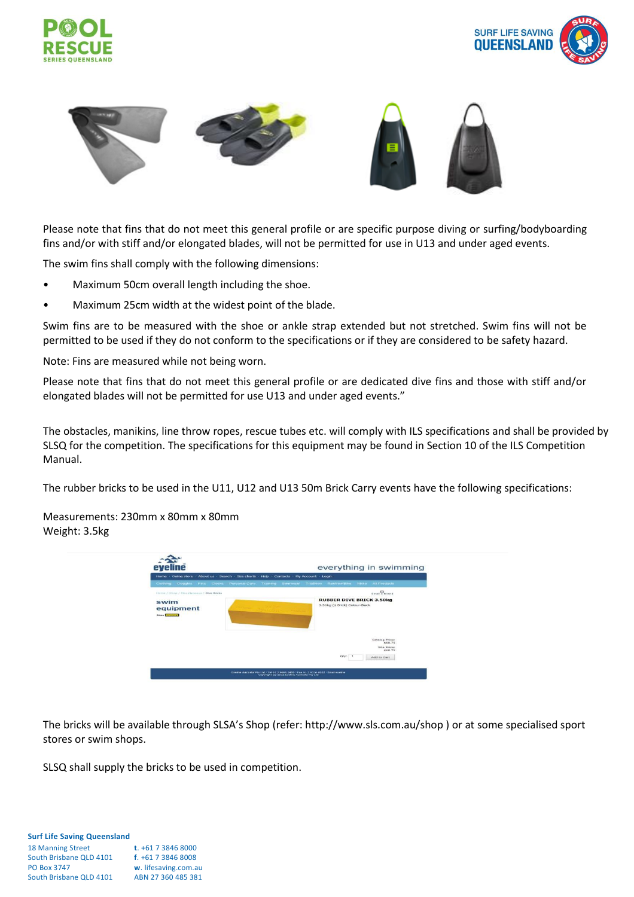Please note that fins that do not meet this general profile or are specific purpose diving or surfing/bodyboarding fins and/or with stiff and/or elongated blades, will not be permitted for use in U13 and under aged events.

The swim fins shall comply with the following dimensions:

- Maximum 50cm overall length including the shoe.
- Maximum 25cm width at the widest point of the blade.

Swim fins are to be measured with the shoe or ankle strap extended but not stretched. Swim fins will not be permitted to be used if they do not conform to the specifications or if they are considered to be safety hazard.

Note: Fins are measured while not being worn.

Please note that fins that do not meet this general profile or are dedicated dive fins and those with stiff and/or elongated blades will not be permitted for use U13 and under aged events."

The obstacles, manikins, line throw ropes, rescue tubes etc. will comply with ILS specifications and shall be provided by SLSQ for the competition. The specifications for this equipment may be found in Section 10 of the ILS Competition Manual.

The rubber bricks to be used in the U11, U12 and U13 50m Brick Carry events have the following specifications:

Measurements: 230mm x 80mm x 80mm
Weight: 3.5kg

The bricks will be available through SLSA's Shop (refer: http://www.sls.com.au/shop ) or at some specialised sport stores or swim shops.

SLSQ shall supply the bricks to be used in competition.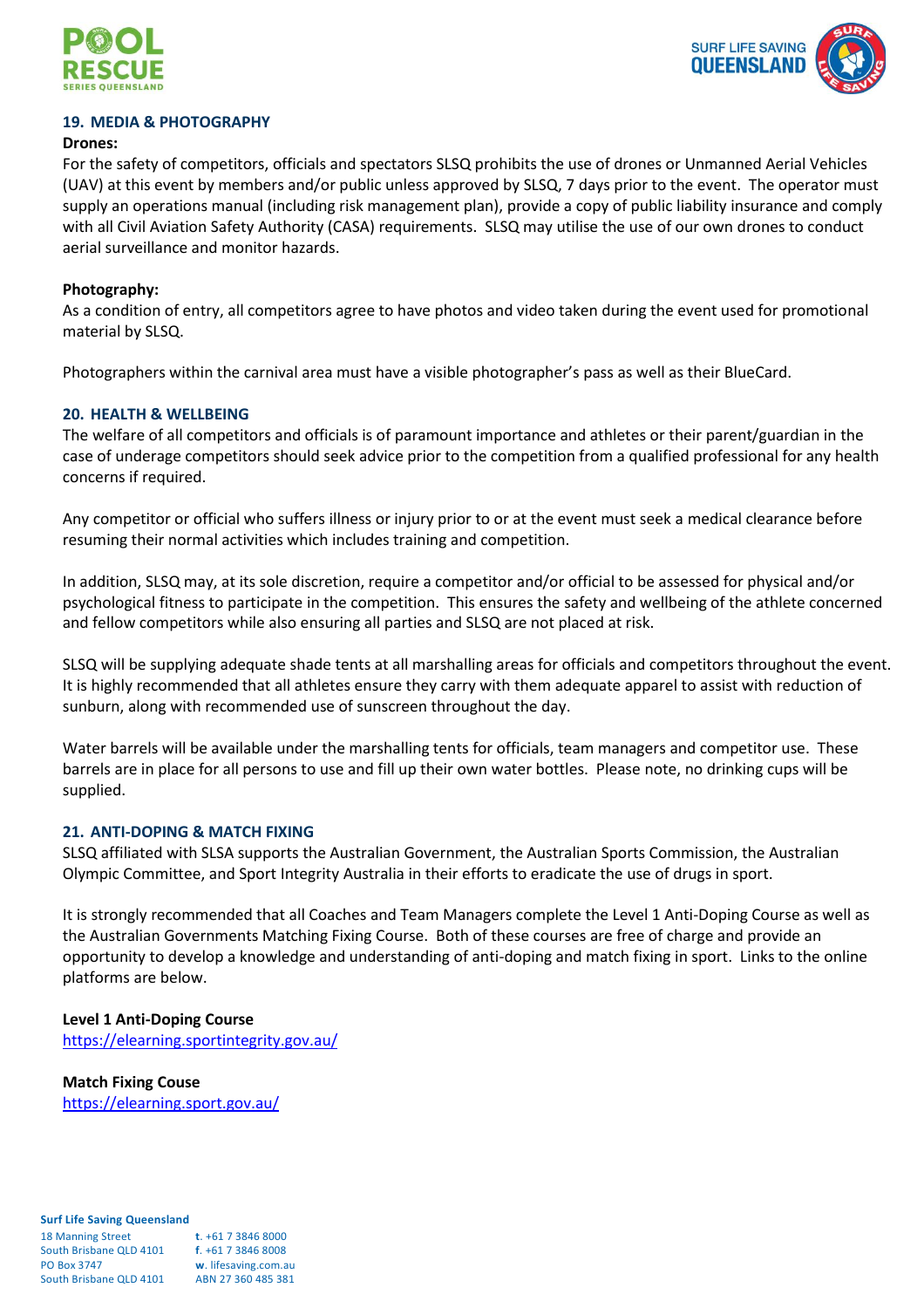## 19. MEDIA & PHOTOGRAPHY

**Drones:**

For the safety of competitors, officials and spectators SLSQ prohibits the use of drones or Unmanned Aerial Vehicles (UAV) at this event by members and/or public unless approved by SLSQ, 7 days prior to the event. The operator must supply an operations manual (including risk management plan), provide a copy of public liability insurance and comply with all Civil Aviation Safety Authority (CASA) requirements. SLSQ may utilise the use of our own drones to conduct aerial surveillance and monitor hazards.

**Photography:**

As a condition of entry, all competitors agree to have photos and video taken during the event used for promotional material by SLSQ.

Photographers within the carnival area must have a visible photographer's pass as well as their BlueCard.

## 20. HEALTH & WELLBEING

The welfare of all competitors and officials is of paramount importance and athletes or their parent/guardian in the case of underage competitors should seek advice prior to the competition from a qualified professional for any health concerns if required.

Any competitor or official who suffers illness or injury prior to or at the event must seek a medical clearance before resuming their normal activities which includes training and competition.

In addition, SLSQ may, at its sole discretion, require a competitor and/or official to be assessed for physical and/or psychological fitness to participate in the competition. This ensures the safety and wellbeing of the athlete concerned and fellow competitors while also ensuring all parties and SLSQ are not placed at risk.

SLSQ will be supplying adequate shade tents at all marshalling areas for officials and competitors throughout the event. It is highly recommended that all athletes ensure they carry with them adequate apparel to assist with reduction of sunburn, along with recommended use of sunscreen throughout the day.

Water barrels will be available under the marshalling tents for officials, team managers and competitor use. These barrels are in place for all persons to use and fill up their own water bottles. Please note, no drinking cups will be supplied.

## 21. ANTI-DOPING & MATCH FIXING

SLSQ affiliated with SLSA supports the Australian Government, the Australian Sports Commission, the Australian Olympic Committee, and Sport Integrity Australia in their efforts to eradicate the use of drugs in sport.

It is strongly recommended that all Coaches and Team Managers complete the Level 1 Anti-Doping Course as well as the Australian Governments Matching Fixing Course. Both of these courses are free of charge and provide an opportunity to develop a knowledge and understanding of anti-doping and match fixing in sport. Links to the online platforms are below.

**Level 1 Anti-Doping Course**
https://elearning.sportintegrity.gov.au/

**Match Fixing Couse**
https://elearning.sport.gov.au/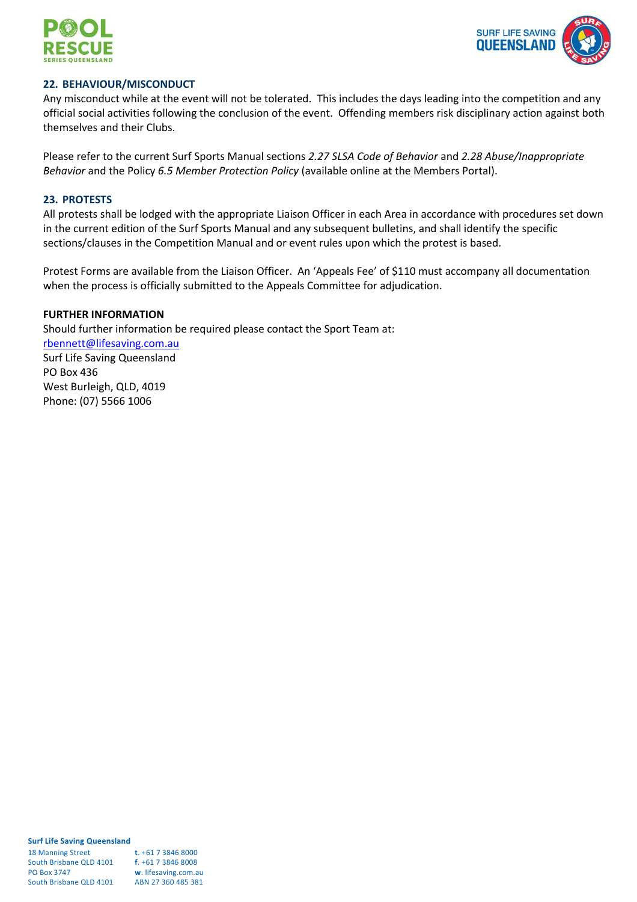## 22. BEHAVIOUR/MISCONDUCT

Any misconduct while at the event will not be tolerated. This includes the days leading into the competition and any official social activities following the conclusion of the event. Offending members risk disciplinary action against both themselves and their Clubs.

Please refer to the current Surf Sports Manual sections *2.27 SLSA Code of Behavior* and *2.28 Abuse/Inappropriate Behavior* and the Policy *6.5 Member Protection Policy* (available online at the Members Portal).

## 23. PROTESTS

All protests shall be lodged with the appropriate Liaison Officer in each Area in accordance with procedures set down in the current edition of the Surf Sports Manual and any subsequent bulletins, and shall identify the specific sections/clauses in the Competition Manual and or event rules upon which the protest is based.

Protest Forms are available from the Liaison Officer. An 'Appeals Fee' of $110 must accompany all documentation when the process is officially submitted to the Appeals Committee for adjudication.

**FURTHER INFORMATION**

Should further information be required please contact the Sport Team at:
rbennett@lifesaving.com.au
Surf Life Saving Queensland
PO Box 436
West Burleigh, QLD, 4019
Phone: (07) 5566 1006